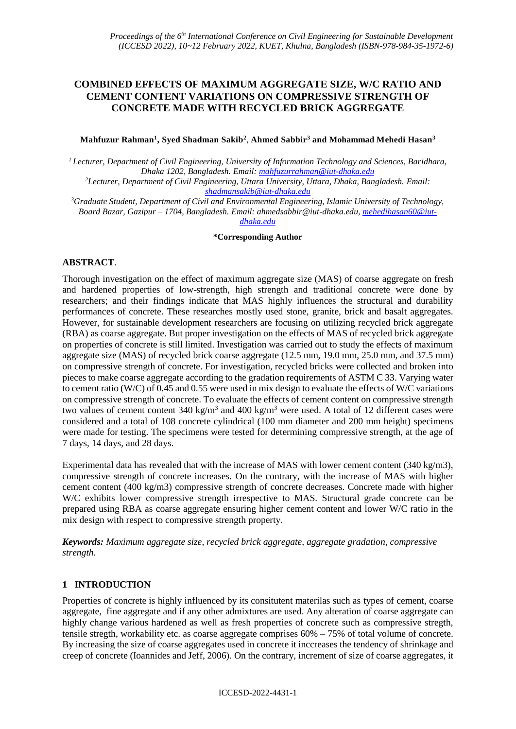# COMBINED EFFECTS OF MAXIMUM AGGREGATE SIZE, W/C RATIO AND CEMENT CONTENT VARIATIONS ON COMPRESSIVE STRENGTH OF CONCRETE MADE WITH RECYCLED BRICK AGGREGATE

**Mahfuzur Rahman[1], Syed Shadman Sakib[2], Ahmed Sabbir[3] and Mohammad Mehedi Hasan[3]**

[1] Lecturer, Department of Civil Engineering, University of Information Technology and Sciences, Baridhara, Dhaka 1202, Bangladesh. Email: mahfuzurrahman@iut-dhaka.edu

[2] Lecturer, Department of Civil Engineering, Uttara University, Uttara, Dhaka, Bangladesh. Email: shadmansakib@iut-dhaka.edu

[3] Graduate Student, Department of Civil and Environmental Engineering, Islamic University of Technology, Board Bazar, Gazipur – 1704, Bangladesh. Email: ahmedsabbir@iut-dhaka.edu, mehedihasan60@iut-dhaka.edu

**\*Corresponding Author**

## ABSTRACT.

Thorough investigation on the effect of maximum aggregate size (MAS) of coarse aggregate on fresh and hardened properties of low-strength, high strength and traditional concrete were done by researchers; and their findings indicate that MAS highly influences the structural and durability performances of concrete. These researches mostly used stone, granite, brick and basalt aggregates. However, for sustainable development researchers are focusing on utilizing recycled brick aggregate (RBA) as coarse aggregate. But proper investigation on the effects of MAS of recycled brick aggregate on properties of concrete is still limited. Investigation was carried out to study the effects of maximum aggregate size (MAS) of recycled brick coarse aggregate (12.5 mm, 19.0 mm, 25.0 mm, and 37.5 mm) on compressive strength of concrete. For investigation, recycled bricks were collected and broken into pieces to make coarse aggregate according to the gradation requirements of ASTM C 33. Varying water to cement ratio (W/C) of 0.45 and 0.55 were used in mix design to evaluate the effects of W/C variations on compressive strength of concrete. To evaluate the effects of cement content on compressive strength two values of cement content 340 kg/m$^3$ and 400 kg/m$^3$ were used. A total of 12 different cases were considered and a total of 108 concrete cylindrical (100 mm diameter and 200 mm height) specimens were made for testing. The specimens were tested for determining compressive strength, at the age of 7 days, 14 days, and 28 days.

Experimental data has revealed that with the increase of MAS with lower cement content (340 kg/m3), compressive strength of concrete increases. On the contrary, with the increase of MAS with higher cement content (400 kg/m3) compressive strength of concrete decreases. Concrete made with higher W/C exhibits lower compressive strength irrespective to MAS. Structural grade concrete can be prepared using RBA as coarse aggregate ensuring higher cement content and lower W/C ratio in the mix design with respect to compressive strength property.

***Keywords:** Maximum aggregate size, recycled brick aggregate, aggregate gradation, compressive strength.*

## 1 INTRODUCTION

Properties of concrete is highly influenced by its consitutent materilas such as types of cement, coarse aggregate, fine aggregate and if any other admixtures are used. Any alteration of coarse aggregate can highly change various hardened as well as fresh properties of concrete such as compressive stregth, tensile stregth, workability etc. as coarse aggregate comprises 60% – 75% of total volume of concrete. By increasing the size of coarse aggregates used in concrete it inccreases the tendency of shrinkage and creep of concrete (Ioannides and Jeff, 2006). On the contrary, increment of size of coarse aggregates, it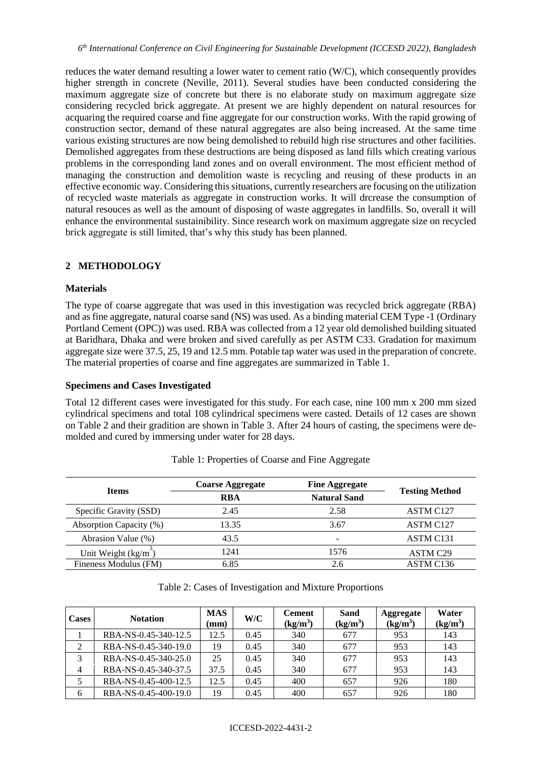reduces the water demand resulting a lower water to cement ratio (W/C), which consequently provides higher strength in concrete (Neville, 2011). Several studies have been conducted considering the maximum aggregate size of concrete but there is no elaborate study on maximum aggregate size considering recycled brick aggregate. At present we are highly dependent on natural resources for acquaring the required coarse and fine aggregate for our construction works. With the rapid growing of construction sector, demand of these natural aggregates are also being increased. At the same time various existing structures are now being demolished to rebuild high rise structures and other facilities. Demolished aggregates from these destructions are being disposed as land fills which creating various problems in the corresponding land zones and on overall environment. The most efficient method of managing the construction and demolition waste is recycling and reusing of these products in an effective economic way. Considering this situations, currently researchers are focusing on the utilization of recycled waste materials as aggregate in construction works. It will drcrease the consumption of natural resouces as well as the amount of disposing of waste aggregates in landfills. So, overall it will enhance the environmental sustainibility. Since research work on maximum aggregate size on recycled brick aggregate is still limited, that's why this study has been planned.

## 2 METHODOLOGY

### Materials

The type of coarse aggregate that was used in this investigation was recycled brick aggregate (RBA) and as fine aggregate, natural coarse sand (NS) was used. As a binding material CEM Type -1 (Ordinary Portland Cement (OPC)) was used. RBA was collected from a 12 year old demolished building situated at Baridhara, Dhaka and were broken and sived carefully as per ASTM C33. Gradation for maximum aggregate size were 37.5, 25, 19 and 12.5 mm. Potable tap water was used in the preparation of concrete. The material properties of coarse and fine aggregates are summarized in Table 1.

### Specimens and Cases Investigated

Total 12 different cases were investigated for this study. For each case, nine 100 mm x 200 mm sized cylindrical specimens and total 108 cylindrical specimens were casted. Details of 12 cases are shown on Table 2 and their gradition are shown in Table 3. After 24 hours of casting, the specimens were de-molded and cured by immersing under water for 28 days.

Table 1: Properties of Coarse and Fine Aggregate

| Items | Coarse Aggregate | Fine Aggregate | Testing Method |
|---|---|---|---|
| | RBA | Natural Sand | |
| Specific Gravity (SSD) | 2.45 | 2.58 | ASTM C127 |
| Absorption Capacity (%) | 13.35 | 3.67 | ASTM C127 |
| Abrasion Value (%) | 43.5 | - | ASTM C131 |
| Unit Weight (kg/m$^3$) | 1241 | 1576 | ASTM C29 |
| Fineness Modulus (FM) | 6.85 | 2.6 | ASTM C136 |

Table 2: Cases of Investigation and Mixture Proportions

| Cases | Notation | MAS (mm) | W/C | Cement (kg/m$^3$) | Sand (kg/m$^3$) | Aggregate (kg/m$^3$) | Water (kg/m$^3$) |
|---|---|---|---|---|---|---|---|
| 1 | RBA-NS-0.45-340-12.5 | 12.5 | 0.45 | 340 | 677 | 953 | 143 |
| 2 | RBA-NS-0.45-340-19.0 | 19 | 0.45 | 340 | 677 | 953 | 143 |
| 3 | RBA-NS-0.45-340-25.0 | 25 | 0.45 | 340 | 677 | 953 | 143 |
| 4 | RBA-NS-0.45-340-37.5 | 37.5 | 0.45 | 340 | 677 | 953 | 143 |
| 5 | RBA-NS-0.45-400-12.5 | 12.5 | 0.45 | 400 | 657 | 926 | 180 |
| 6 | RBA-NS-0.45-400-19.0 | 19 | 0.45 | 400 | 657 | 926 | 180 |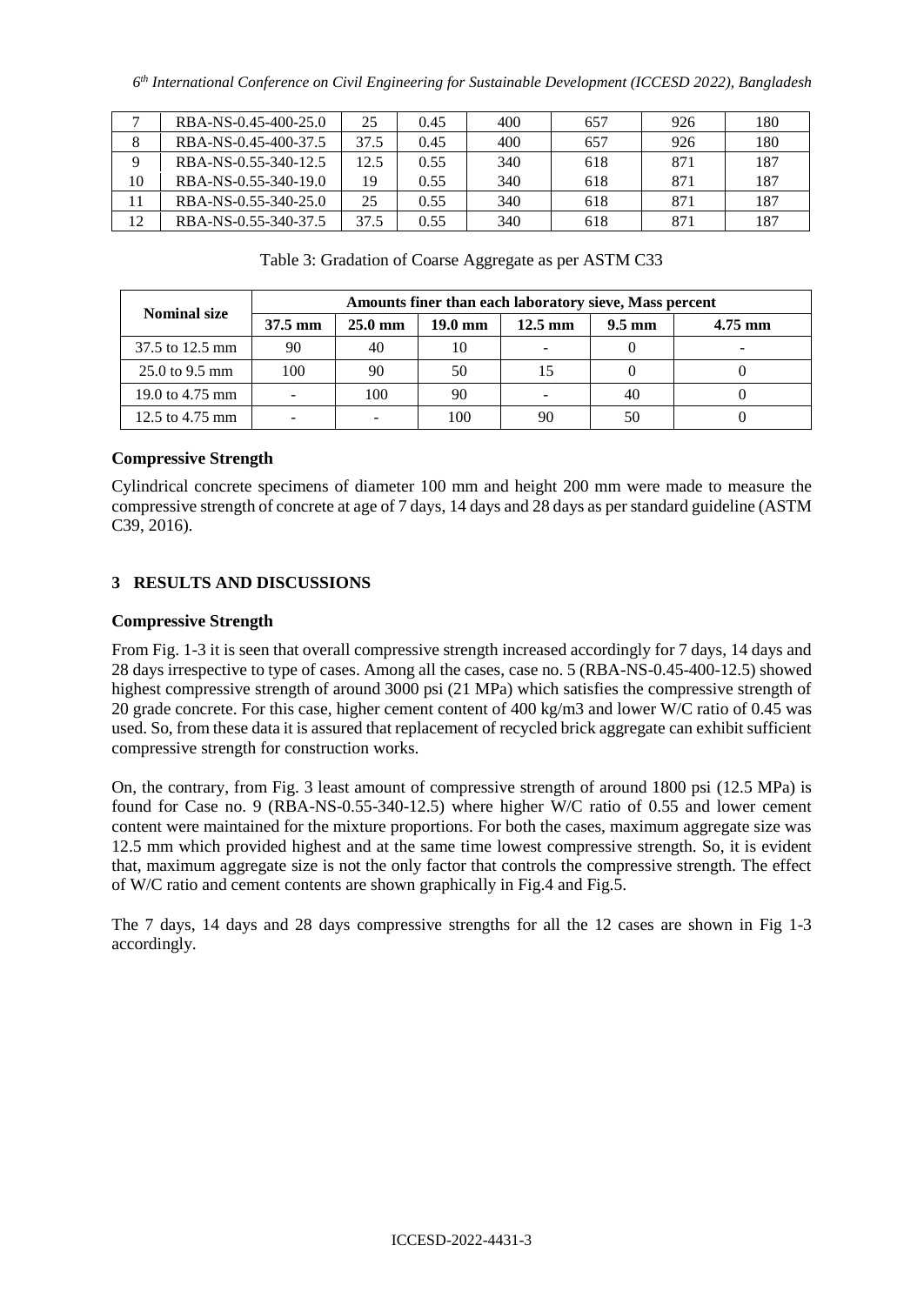| 7 | RBA-NS-0.45-400-25.0 | 25 | 0.45 | 400 | 657 | 926 | 180 |
|---|---|---|---|---|---|---|---|
| 8 | RBA-NS-0.45-400-37.5 | 37.5 | 0.45 | 400 | 657 | 926 | 180 |
| 9 | RBA-NS-0.55-340-12.5 | 12.5 | 0.55 | 340 | 618 | 871 | 187 |
| 10 | RBA-NS-0.55-340-19.0 | 19 | 0.55 | 340 | 618 | 871 | 187 |
| 11 | RBA-NS-0.55-340-25.0 | 25 | 0.55 | 340 | 618 | 871 | 187 |
| 12 | RBA-NS-0.55-340-37.5 | 37.5 | 0.55 | 340 | 618 | 871 | 187 |

Table 3: Gradation of Coarse Aggregate as per ASTM C33

| Nominal size | Amounts finer than each laboratory sieve, Mass percent | | | | | |
|---|---|---|---|---|---|---|
| | 37.5 mm | 25.0 mm | 19.0 mm | 12.5 mm | 9.5 mm | 4.75 mm |
| 37.5 to 12.5 mm | 90 | 40 | 10 | - | 0 | - |
| 25.0 to 9.5 mm | 100 | 90 | 50 | 15 | 0 | 0 |
| 19.0 to 4.75 mm | - | 100 | 90 | - | 40 | 0 |
| 12.5 to 4.75 mm | - | - | 100 | 90 | 50 | 0 |

### Compressive Strength

Cylindrical concrete specimens of diameter 100 mm and height 200 mm were made to measure the compressive strength of concrete at age of 7 days, 14 days and 28 days as per standard guideline (ASTM C39, 2016).

## 3 RESULTS AND DISCUSSIONS

### Compressive Strength

From Fig. 1-3 it is seen that overall compressive strength increased accordingly for 7 days, 14 days and 28 days irrespective to type of cases. Among all the cases, case no. 5 (RBA-NS-0.45-400-12.5) showed highest compressive strength of around 3000 psi (21 MPa) which satisfies the compressive strength of 20 grade concrete. For this case, higher cement content of 400 kg/m3 and lower W/C ratio of 0.45 was used. So, from these data it is assured that replacement of recycled brick aggregate can exhibit sufficient compressive strength for construction works.

On, the contrary, from Fig. 3 least amount of compressive strength of around 1800 psi (12.5 MPa) is found for Case no. 9 (RBA-NS-0.55-340-12.5) where higher W/C ratio of 0.55 and lower cement content were maintained for the mixture proportions. For both the cases, maximum aggregate size was 12.5 mm which provided highest and at the same time lowest compressive strength. So, it is evident that, maximum aggregate size is not the only factor that controls the compressive strength. The effect of W/C ratio and cement contents are shown graphically in Fig.4 and Fig.5.

The 7 days, 14 days and 28 days compressive strengths for all the 12 cases are shown in Fig 1-3 accordingly.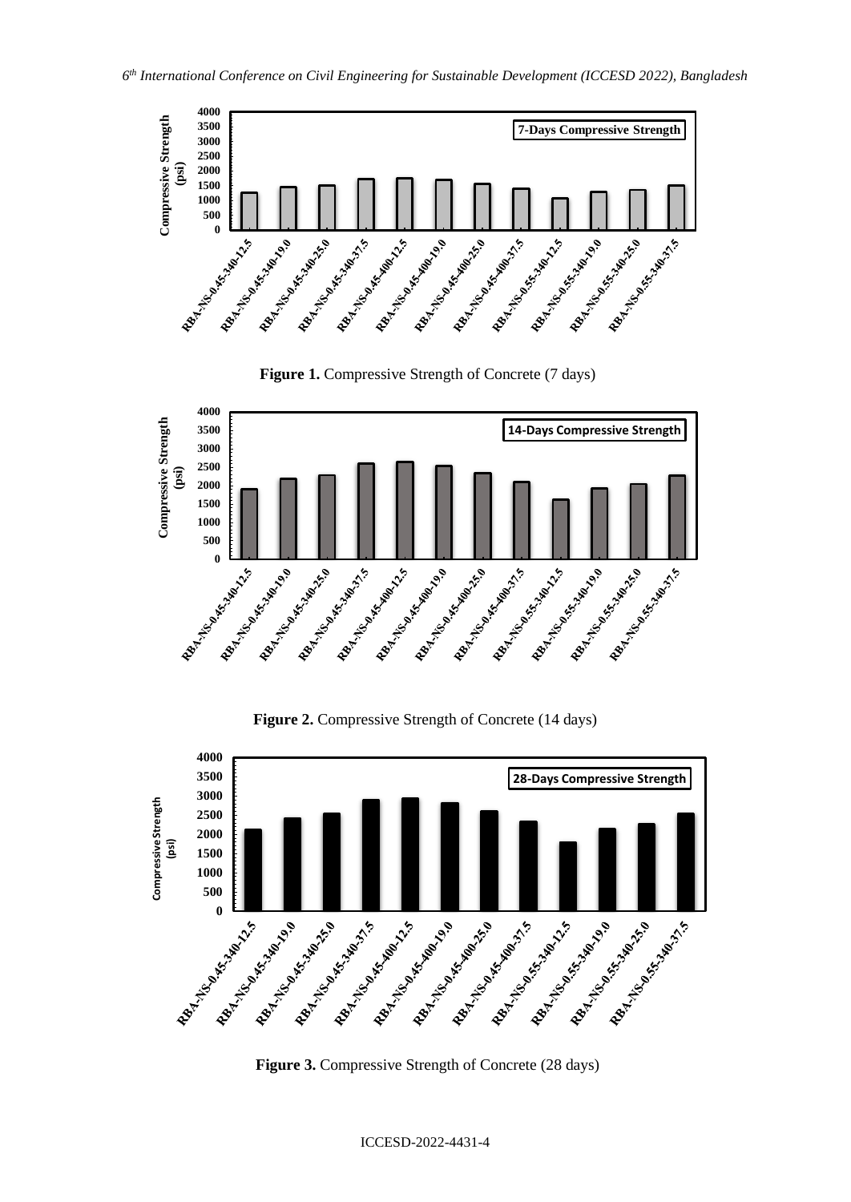**Figure 1.** Compressive Strength of Concrete (7 days)

**Figure 2.** Compressive Strength of Concrete (14 days)

**Figure 3.** Compressive Strength of Concrete (28 days)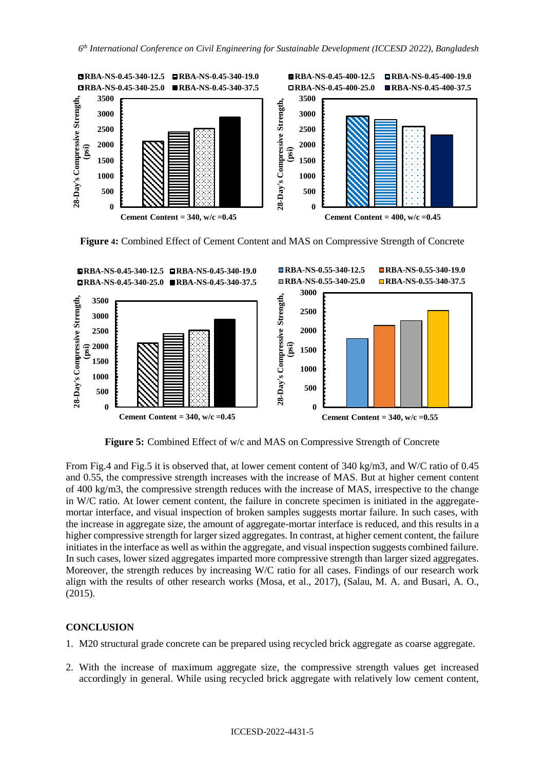**Figure 4:** Combined Effect of Cement Content and MAS on Compressive Strength of Concrete

**Figure 5:** Combined Effect of w/c and MAS on Compressive Strength of Concrete

From Fig.4 and Fig.5 it is observed that, at lower cement content of 340 kg/m3, and W/C ratio of 0.45 and 0.55, the compressive strength increases with the increase of MAS. But at higher cement content of 400 kg/m3, the compressive strength reduces with the increase of MAS, irrespective to the change in W/C ratio. At lower cement content, the failure in concrete specimen is initiated in the aggregate-mortar interface, and visual inspection of broken samples suggests mortar failure. In such cases, with the increase in aggregate size, the amount of aggregate-mortar interface is reduced, and this results in a higher compressive strength for larger sized aggregates. In contrast, at higher cement content, the failure initiates in the interface as well as within the aggregate, and visual inspection suggests combined failure. In such cases, lower sized aggregates imparted more compressive strength than larger sized aggregates. Moreover, the strength reduces by increasing W/C ratio for all cases. Findings of our research work align with the results of other research works (Mosa, et al., 2017), (Salau, M. A. and Busari, A. O., (2015).

## CONCLUSION

1. M20 structural grade concrete can be prepared using recycled brick aggregate as coarse aggregate.

2. With the increase of maximum aggregate size, the compressive strength values get increased accordingly in general. While using recycled brick aggregate with relatively low cement content,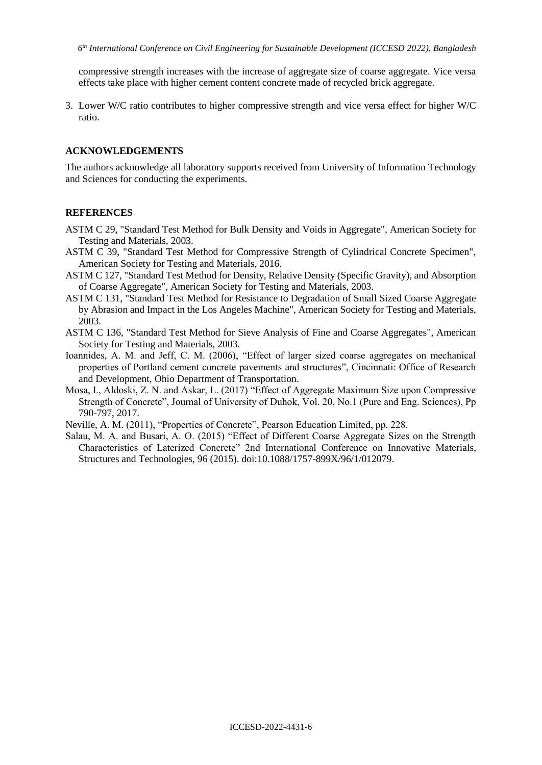compressive strength increases with the increase of aggregate size of coarse aggregate. Vice versa effects take place with higher cement content concrete made of recycled brick aggregate.

3. Lower W/C ratio contributes to higher compressive strength and vice versa effect for higher W/C ratio.

## ACKNOWLEDGEMENTS

The authors acknowledge all laboratory supports received from University of Information Technology and Sciences for conducting the experiments.

## REFERENCES

ASTM C 29, "Standard Test Method for Bulk Density and Voids in Aggregate", American Society for Testing and Materials, 2003.

ASTM C 39, "Standard Test Method for Compressive Strength of Cylindrical Concrete Specimen", American Society for Testing and Materials, 2016.

ASTM C 127, "Standard Test Method for Density, Relative Density (Specific Gravity), and Absorption of Coarse Aggregate", American Society for Testing and Materials, 2003.

ASTM C 131, "Standard Test Method for Resistance to Degradation of Small Sized Coarse Aggregate by Abrasion and Impact in the Los Angeles Machine", American Society for Testing and Materials, 2003.

ASTM C 136, "Standard Test Method for Sieve Analysis of Fine and Coarse Aggregates", American Society for Testing and Materials, 2003.

Ioannides, A. M. and Jeff, C. M. (2006), "Effect of larger sized coarse aggregates on mechanical properties of Portland cement concrete pavements and structures", Cincinnati: Office of Research and Development, Ohio Department of Transportation.

Mosa, I., Aldoski, Z. N. and Askar, L. (2017) "Effect of Aggregate Maximum Size upon Compressive Strength of Concrete", Journal of University of Duhok, Vol. 20, No.1 (Pure and Eng. Sciences), Pp 790-797, 2017.

Neville, A. M. (2011), "Properties of Concrete", Pearson Education Limited, pp. 228.

Salau, M. A. and Busari, A. O. (2015) "Effect of Different Coarse Aggregate Sizes on the Strength Characteristics of Laterized Concrete" 2nd International Conference on Innovative Materials, Structures and Technologies, 96 (2015). doi:10.1088/1757-899X/96/1/012079.